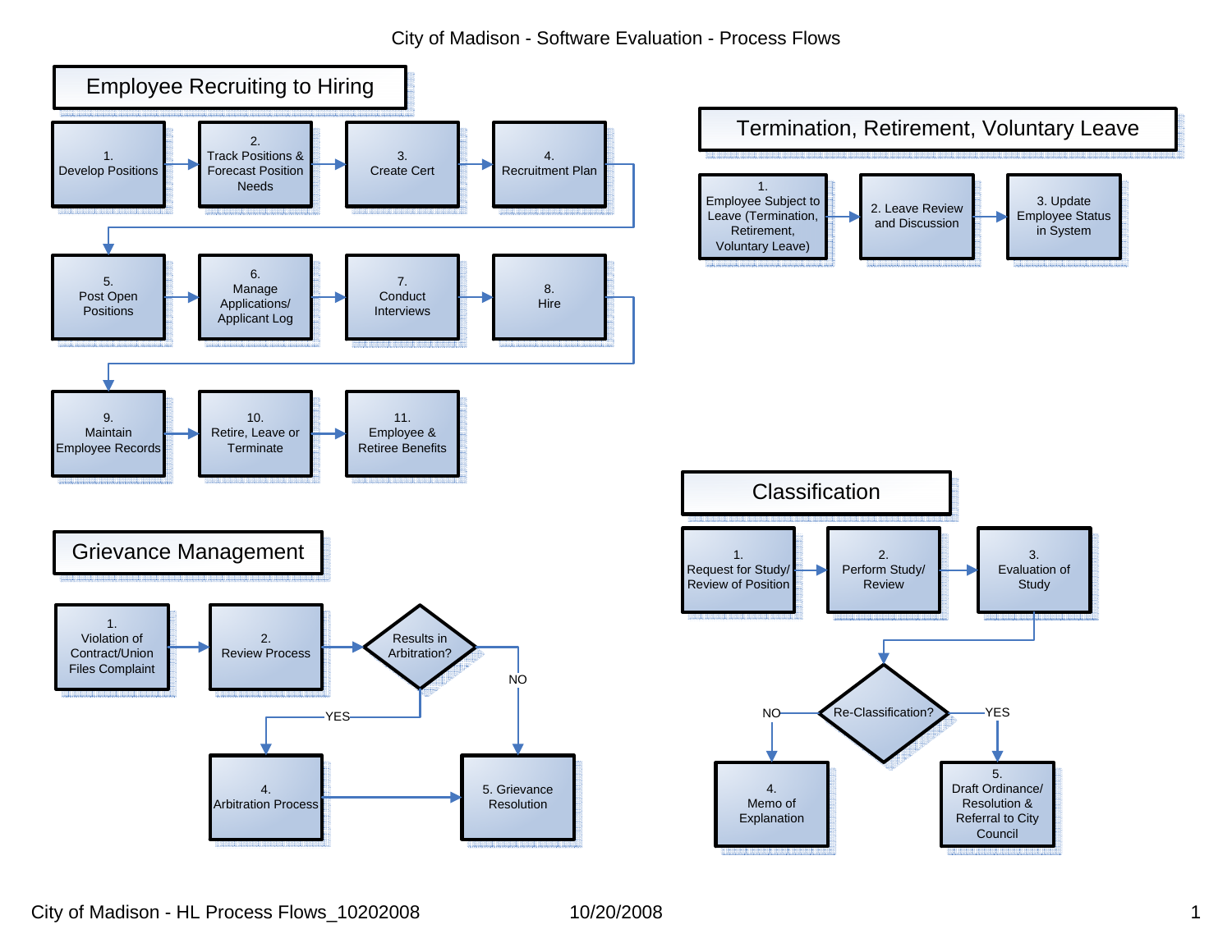# City of Madison - Software Evaluation - Process Flows

## Employee Recruiting to Hiring

1. Develop Positions →
2. Track Positions & Forecast Position Needs →
3. Create Cert →
4. Recruitment Plan →
5. Post Open Positions →
6. Manage Applications/ Applicant Log →
7. Conduct Interviews →
8. Hire →
9. Maintain Employee Records →
10. Retire, Leave or Terminate →
11. Employee & Retiree Benefits

## Termination, Retirement, Voluntary Leave

1. Employee Subject to Leave (Termination, Retirement, Voluntary Leave) →
2. Leave Review and Discussion →
3. Update Employee Status in System

## Classification

1. Request for Study/ Review of Position →
2. Perform Study/ Review →
3. Evaluation of Study →

Re-Classification?

- NO → 4. Memo of Explanation
- YES → 5. Draft Ordinance/ Resolution & Referral to City Council

## Grievance Management

1. Violation of Contract/Union Files Complaint →
2. Review Process →

Results in Arbitration?

- YES → 4. Arbitration Process → 5. Grievance Resolution
- NO → 5. Grievance Resolution

City of Madison - HL Process Flows_10202008 10/20/2008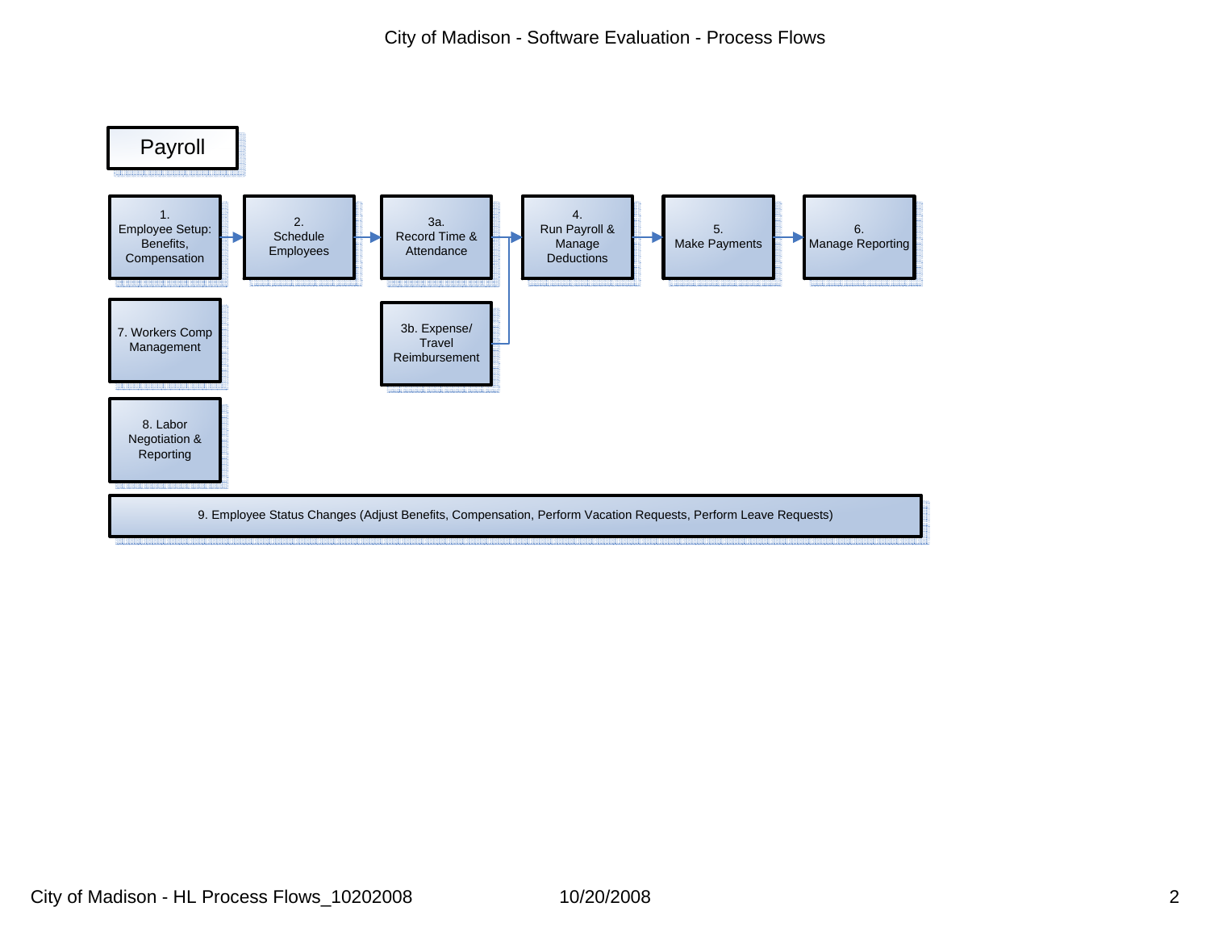# City of Madison - Software Evaluation - Process Flows

## Payroll

1. Employee Setup: Benefits, Compensation
2. Schedule Employees
3a. Record Time & Attendance
3b. Expense/ Travel Reimbursement
4. Run Payroll & Manage Deductions
5. Make Payments
6. Manage Reporting

7. Workers Comp Management

8. Labor Negotiation & Reporting

9. Employee Status Changes (Adjust Benefits, Compensation, Perform Vacation Requests, Perform Leave Requests)

City of Madison - HL Process Flows_10202008 10/20/2008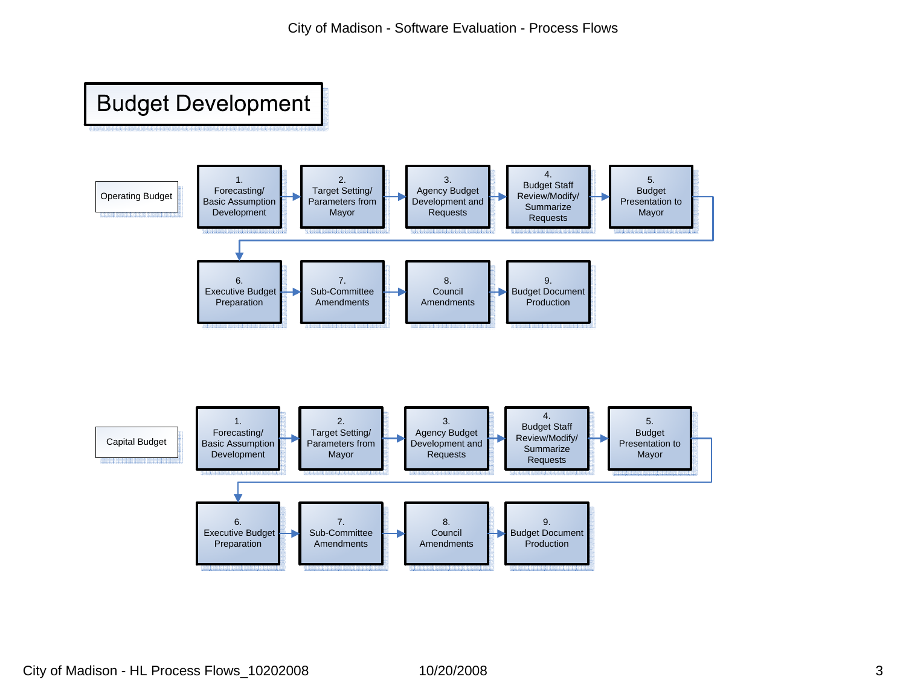# Budget Development

**Operating Budget**

1. Forecasting/ Basic Assumption Development
2. Target Setting/ Parameters from Mayor
3. Agency Budget Development and Requests
4. Budget Staff Review/Modify/ Summarize Requests
5. Budget Presentation to Mayor
6. Executive Budget Preparation
7. Sub-Committee Amendments
8. Council Amendments
9. Budget Document Production

**Capital Budget**

1. Forecasting/ Basic Assumption Development
2. Target Setting/ Parameters from Mayor
3. Agency Budget Development and Requests
4. Budget Staff Review/Modify/ Summarize Requests
5. Budget Presentation to Mayor
6. Executive Budget Preparation
7. Sub-Committee Amendments
8. Council Amendments
9. Budget Document Production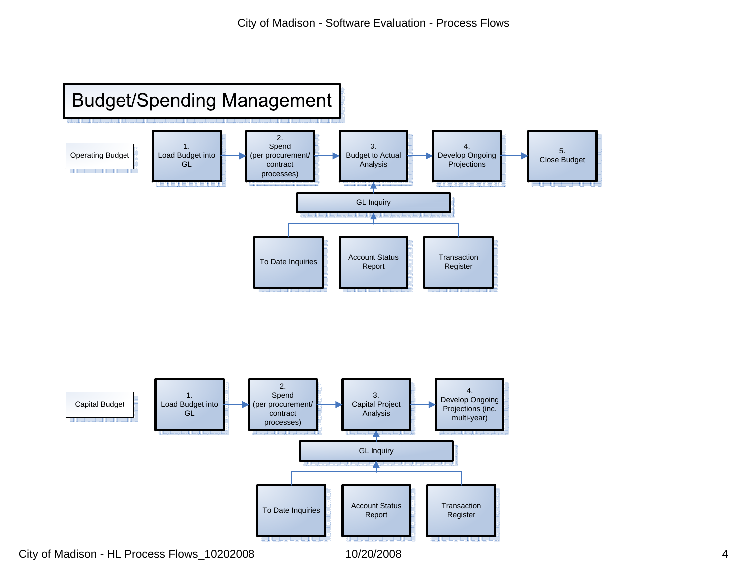# Budget/Spending Management

## Operating Budget

1. Load Budget into GL → 2. Spend (per procurement/ contract processes) → 3. Budget to Actual Analysis → 4. Develop Ongoing Projections → 5. Close Budget

GL Inquiry → 3. Budget to Actual Analysis

- To Date Inquiries → GL Inquiry
- Account Status Report → GL Inquiry
- Transaction Register → GL Inquiry

## Capital Budget

1. Load Budget into GL → 2. Spend (per procurement/ contract processes) → 3. Capital Project Analysis → 4. Develop Ongoing Projections (inc. multi-year)

GL Inquiry → 3. Capital Project Analysis

- To Date Inquiries → GL Inquiry
- Account Status Report → GL Inquiry
- Transaction Register → GL Inquiry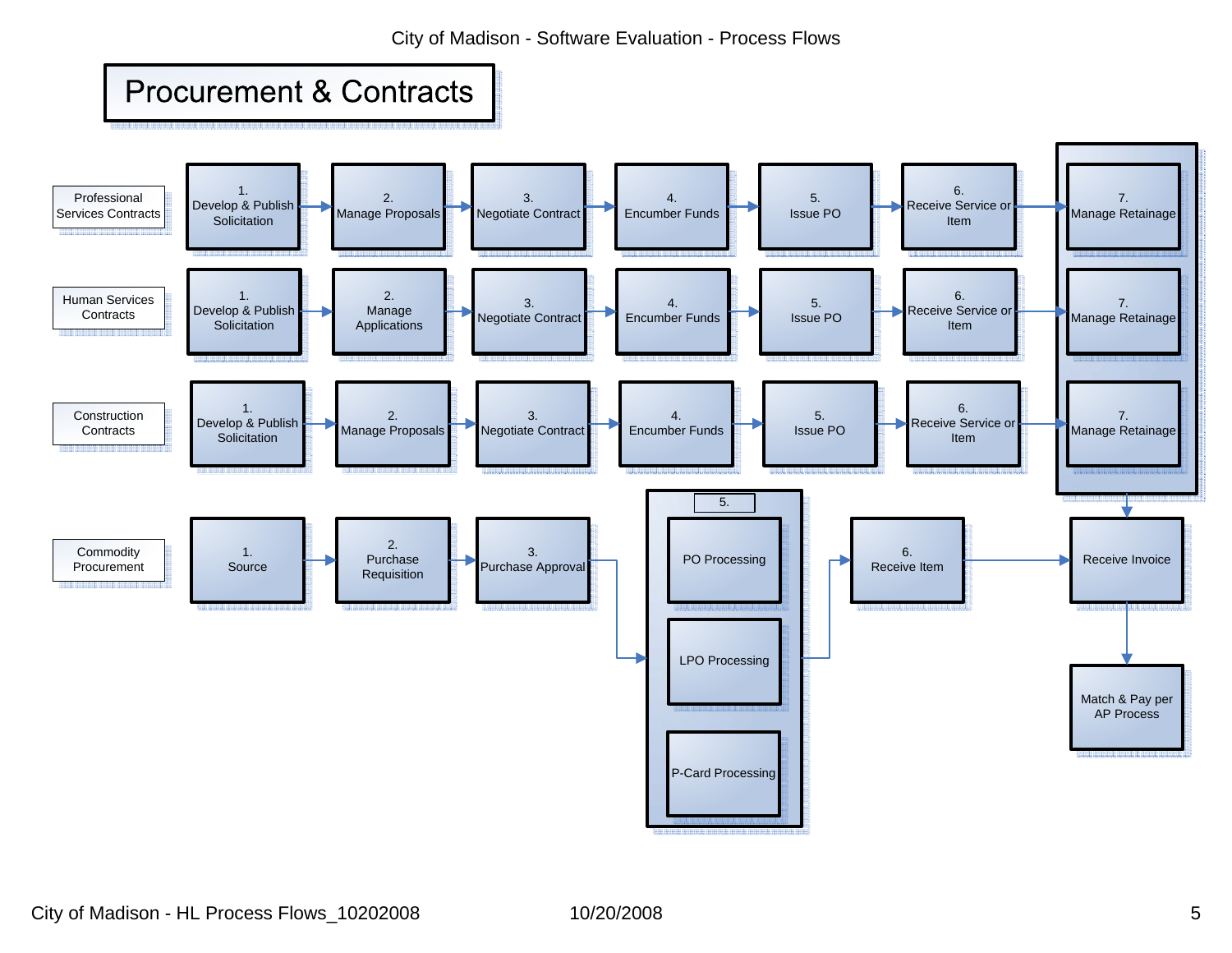City of Madison - Software Evaluation - Process Flows

# Procurement & Contracts

**Professional Services Contracts**

1. Develop & Publish Solicitation → 2. Manage Proposals → 3. Negotiate Contract → 4. Encumber Funds → 5. Issue PO → 6. Receive Service or Item → 7. Manage Retainage

**Human Services Contracts**

1. Develop & Publish Solicitation → 2. Manage Applications → 3. Negotiate Contract → 4. Encumber Funds → 5. Issue PO → 6. Receive Service or Item → 7. Manage Retainage

**Construction Contracts**

1. Develop & Publish Solicitation → 2. Manage Proposals → 3. Negotiate Contract → 4. Encumber Funds → 5. Issue PO → 6. Receive Service or Item → 7. Manage Retainage

(Step 7, Manage Retainage, for all three contract types → Receive Invoice)

**Commodity Procurement**

1. Source → 2. Purchase Requisition → 3. Purchase Approval → 5. (PO Processing / LPO Processing / P-Card Processing) → 6. Receive Item → Receive Invoice → Match & Pay per AP Process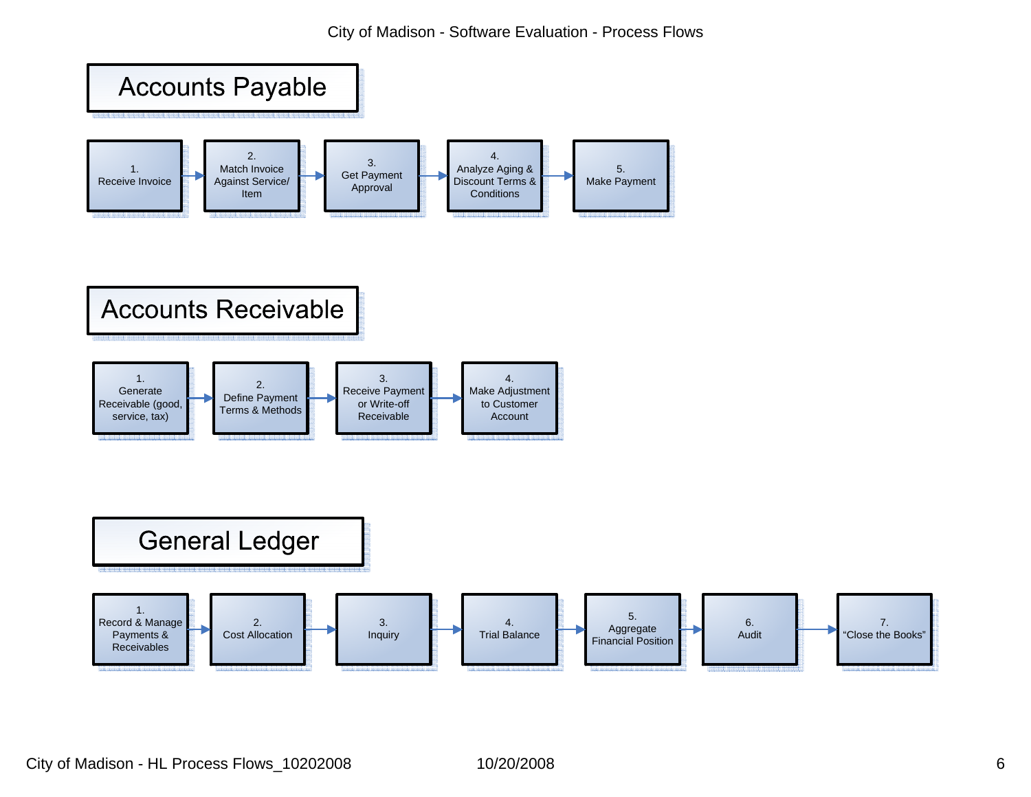City of Madison - Software Evaluation - Process Flows

# Accounts Payable

1. Receive Invoice → 2. Match Invoice Against Service/ Item → 3. Get Payment Approval → 4. Analyze Aging & Discount Terms & Conditions → 5. Make Payment

# Accounts Receivable

1. Generate Receivable (good, service, tax) → 2. Define Payment Terms & Methods → 3. Receive Payment or Write-off Receivable → 4. Make Adjustment to Customer Account

# General Ledger

1. Record & Manage Payments & Receivables → 2. Cost Allocation → 3. Inquiry → 4. Trial Balance → 5. Aggregate Financial Position → 6. Audit → 7. "Close the Books"

City of Madison - HL Process Flows_10202008 10/20/2008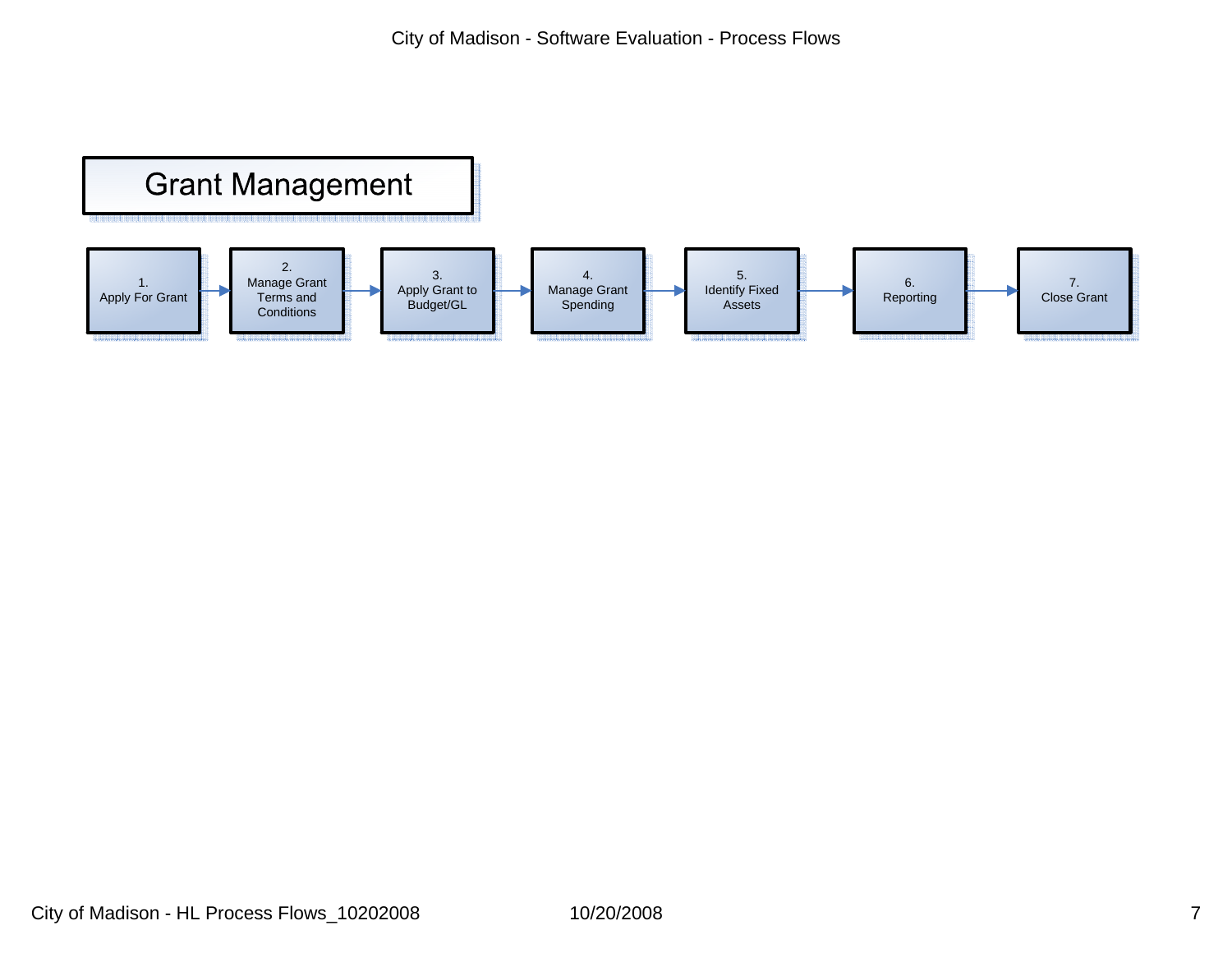# Grant Management

1. Apply For Grant → 2. Manage Grant Terms and Conditions → 3. Apply Grant to Budget/GL → 4. Manage Grant Spending → 5. Identify Fixed Assets → 6. Reporting → 7. Close Grant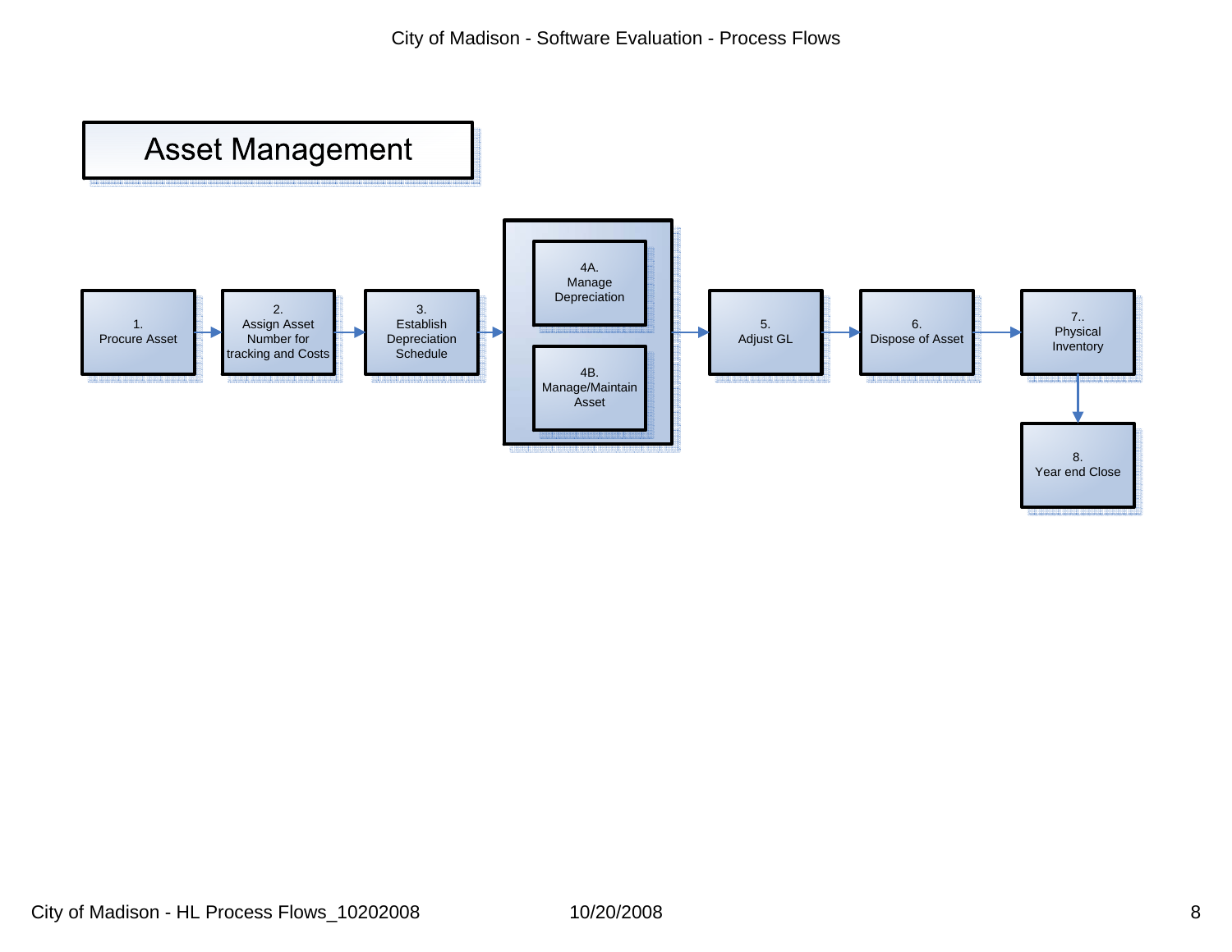# Asset Management

1. Procure Asset
2. Assign Asset Number for tracking and Costs
3. Establish Depreciation Schedule
4. 
   - 4A. Manage Depreciation
   - 4B. Manage/Maintain Asset
5. Adjust GL
6. Dispose of Asset
7. Physical Inventory
8. Year end Close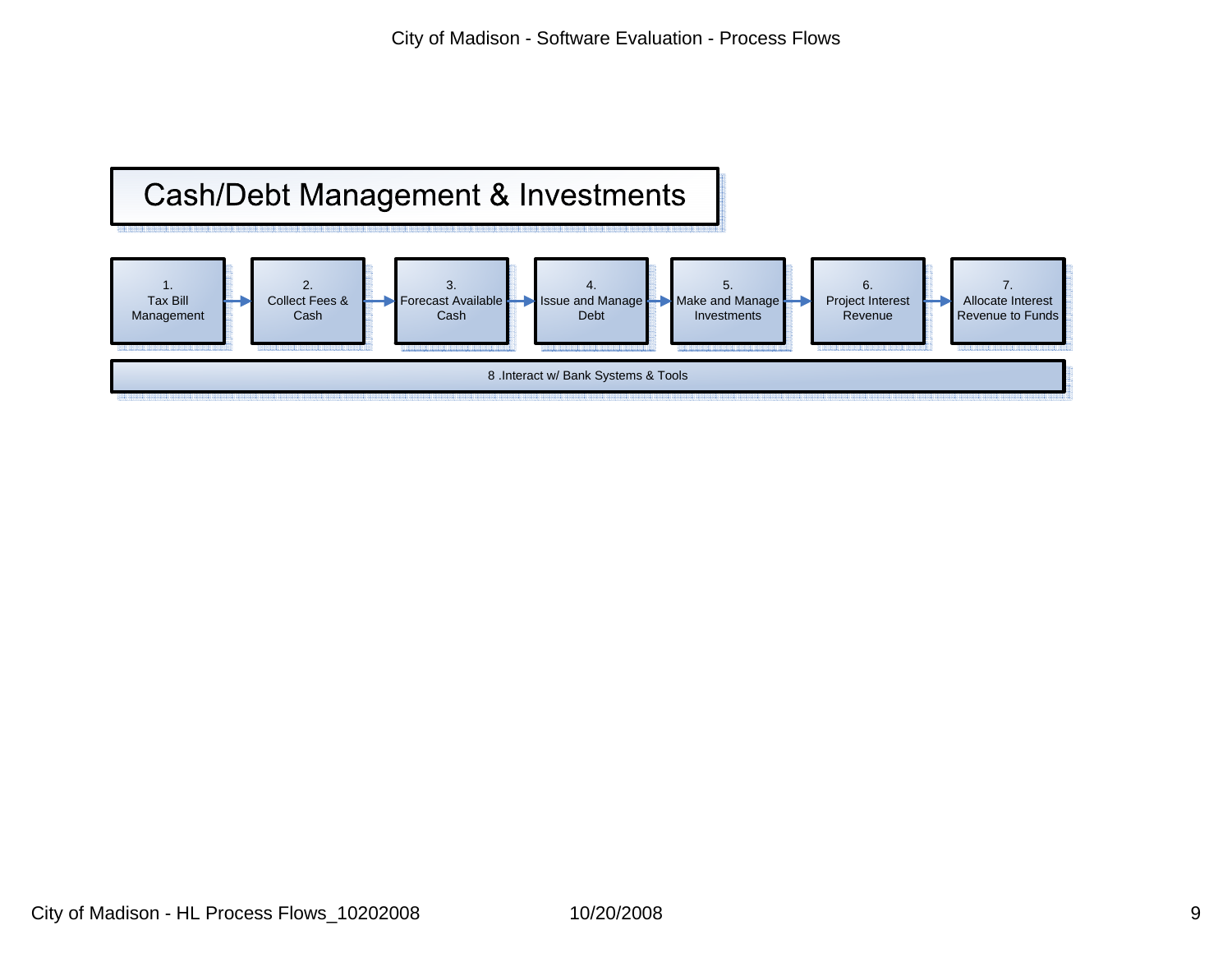# Cash/Debt Management & Investments

1. Tax Bill Management → 2. Collect Fees & Cash → 3. Forecast Available Cash → 4. Issue and Manage Debt → 5. Make and Manage Investments → 6. Project Interest Revenue → 7. Allocate Interest Revenue to Funds

8 .Interact w/ Bank Systems & Tools